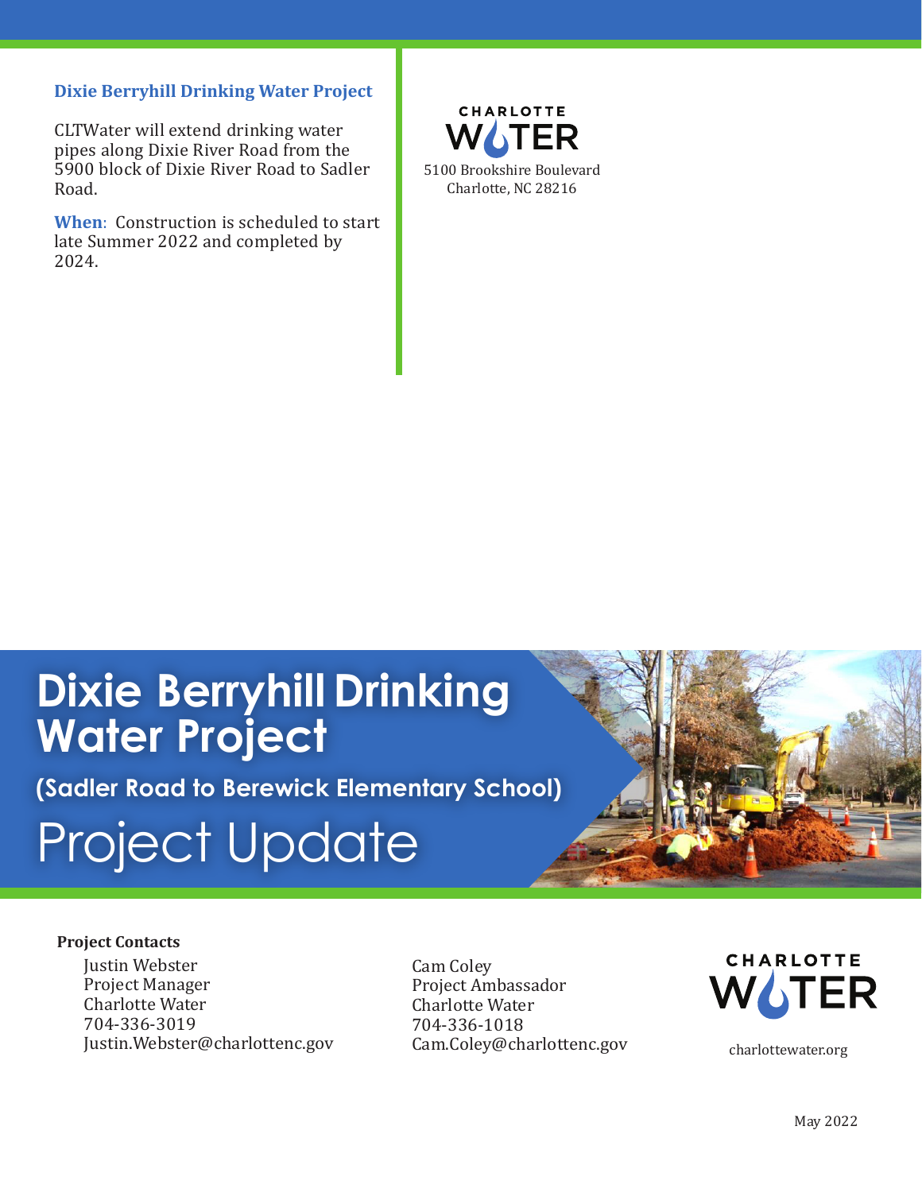## Dixie Berryhill Drinking Water Project

CLTWater will extend drinking water pipes along Dixie River Road from the 5900 block of Dixie River Road to Sadler Road.

**When**: Construction is scheduled to start late Summer 2022 and completed by 2024.

CHARLOTTE WATER
5100 Brookshire Boulevard
Charlotte, NC 28216

# Dixie Berryhill Drinking Water Project

### (Sadler Road to Berewick Elementary School)

## Project Update

**Project Contacts**

Justin Webster
Project Manager
Charlotte Water
704-336-3019
Justin.Webster@charlottenc.gov

Cam Coley
Project Ambassador
Charlotte Water
704-336-1018
Cam.Coley@charlottenc.gov

CHARLOTTE WATER
charlottewater.org

May 2022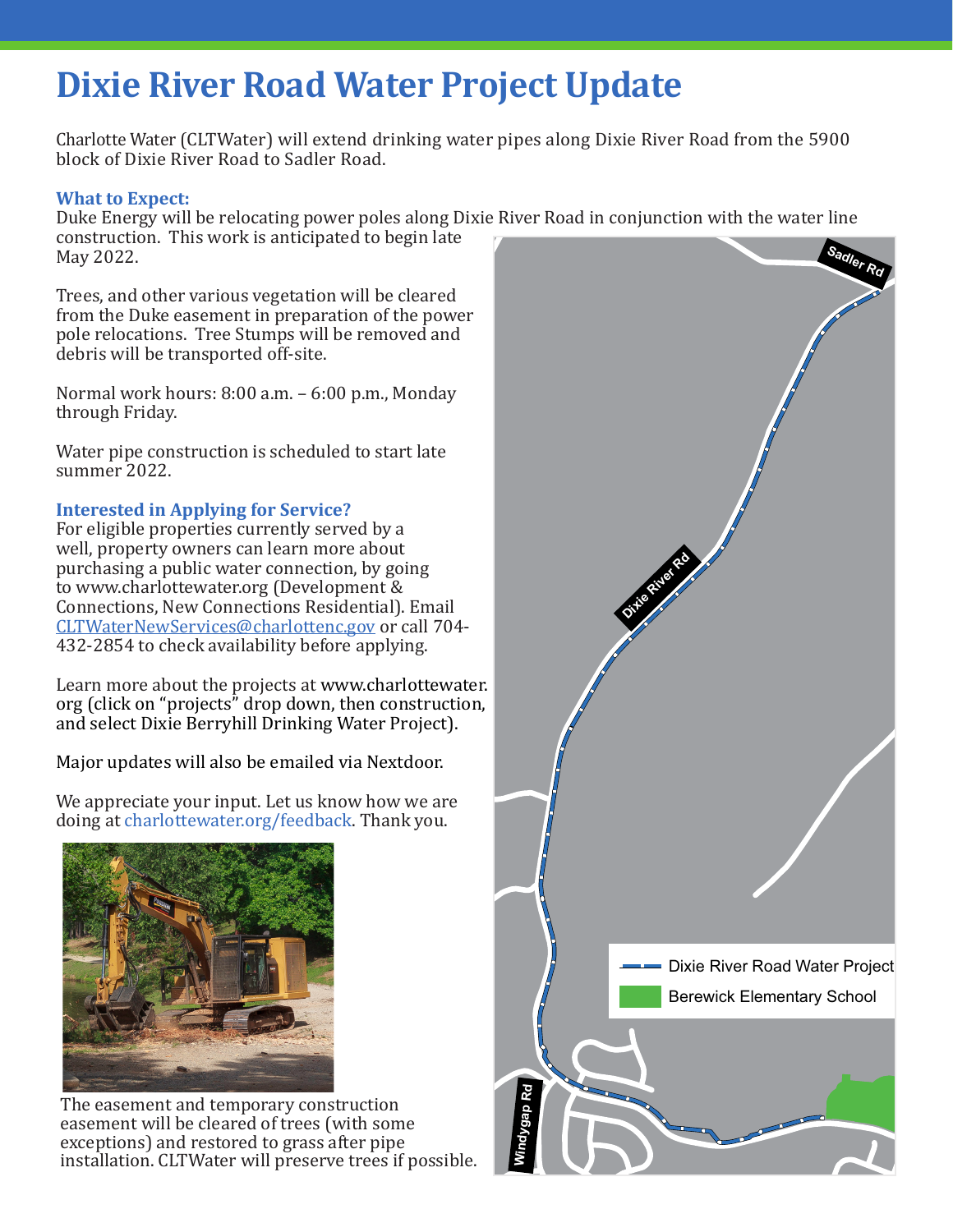# Dixie River Road Water Project Update

Charlotte Water (CLTWater) will extend drinking water pipes along Dixie River Road from the 5900 block of Dixie River Road to Sadler Road.

### What to Expect:

Duke Energy will be relocating power poles along Dixie River Road in conjunction with the water line construction. This work is anticipated to begin late May 2022.

Trees, and other various vegetation will be cleared from the Duke easement in preparation of the power pole relocations. Tree Stumps will be removed and debris will be transported off-site.

Normal work hours: 8:00 a.m. – 6:00 p.m., Monday through Friday.

Water pipe construction is scheduled to start late summer 2022.

### Interested in Applying for Service?

For eligible properties currently served by a well, property owners can learn more about purchasing a public water connection, by going to www.charlottewater.org (Development & Connections, New Connections Residential). Email CLTWaterNewServices@charlottenc.gov or call 704-432-2854 to check availability before applying.

Learn more about the projects at www.charlottewater.org (click on "projects" drop down, then construction, and select Dixie Berryhill Drinking Water Project).

Major updates will also be emailed via Nextdoor.

We appreciate your input. Let us know how we are doing at charlottewater.org/feedback. Thank you.

The easement and temporary construction easement will be cleared of trees (with some exceptions) and restored to grass after pipe installation. CLTWater will preserve trees if possible.

Sadler Rd

Dixie River Rd

Windygap Rd

Dixie River Road Water Project

Berewick Elementary School